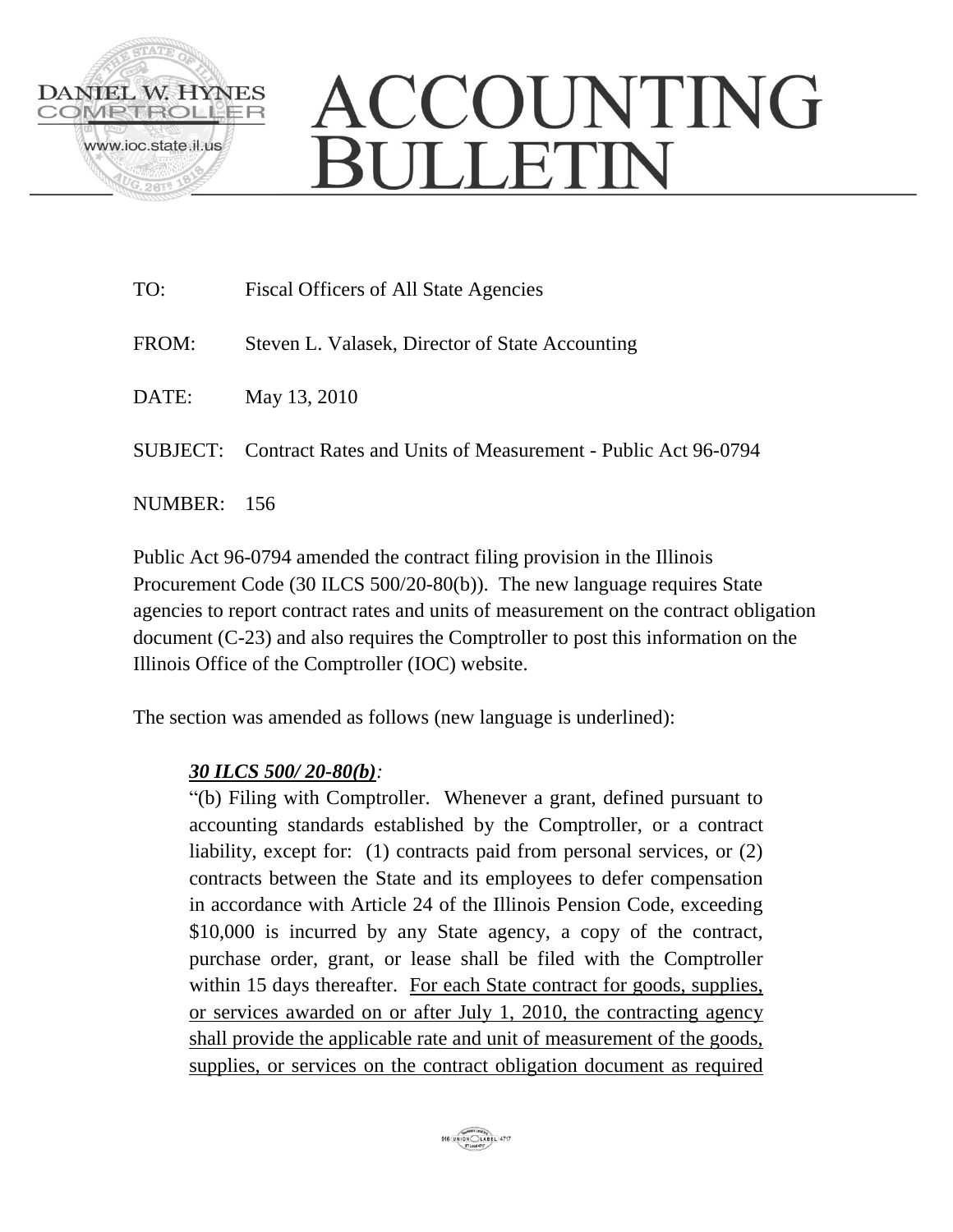DANIEL W. HYNES
COMPTROLLER
www.ioc.state.il.us

# ACCOUNTING BULLETIN

TO: Fiscal Officers of All State Agencies

FROM: Steven L. Valasek, Director of State Accounting

DATE: May 13, 2010

SUBJECT: Contract Rates and Units of Measurement - Public Act 96-0794

NUMBER: 156

Public Act 96-0794 amended the contract filing provision in the Illinois Procurement Code (30 ILCS 500/20-80(b)). The new language requires State agencies to report contract rates and units of measurement on the contract obligation document (C-23) and also requires the Comptroller to post this information on the Illinois Office of the Comptroller (IOC) website.

The section was amended as follows (new language is underlined):

***30 ILCS 500/ 20-80(b)*:**

"(b) Filing with Comptroller. Whenever a grant, defined pursuant to accounting standards established by the Comptroller, or a contract liability, except for: (1) contracts paid from personal services, or (2) contracts between the State and its employees to defer compensation in accordance with Article 24 of the Illinois Pension Code, exceeding $10,000 is incurred by any State agency, a copy of the contract, purchase order, grant, or lease shall be filed with the Comptroller within 15 days thereafter. <u>For each State contract for goods, supplies, or services awarded on or after July 1, 2010, the contracting agency shall provide the applicable rate and unit of measurement of the goods, supplies, or services on the contract obligation document as required</u>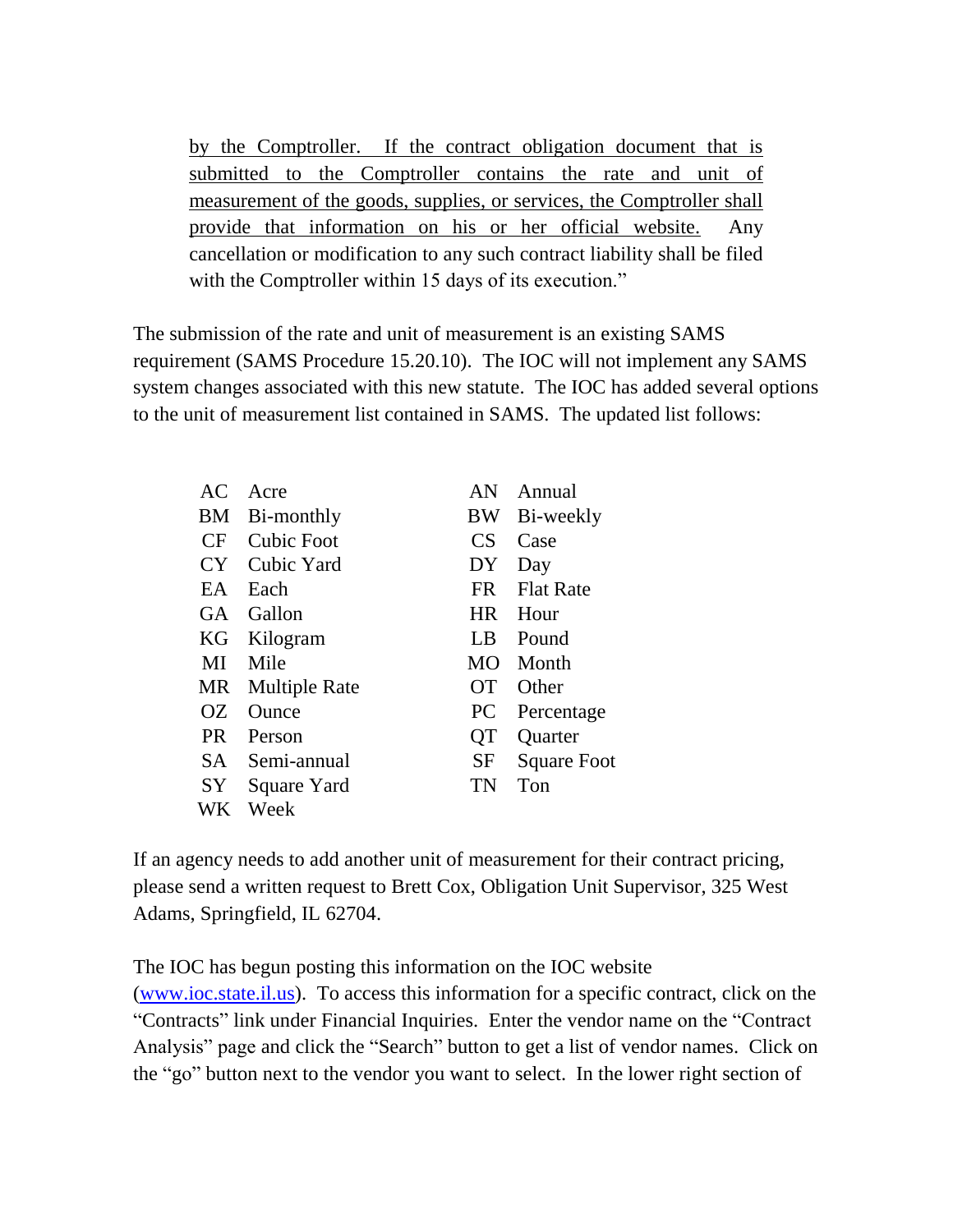> <u>by the Comptroller. If the contract obligation document that is submitted to the Comptroller contains the rate and unit of measurement of the goods, supplies, or services, the Comptroller shall provide that information on his or her official website.</u> Any cancellation or modification to any such contract liability shall be filed with the Comptroller within 15 days of its execution."

The submission of the rate and unit of measurement is an existing SAMS requirement (SAMS Procedure 15.20.10). The IOC will not implement any SAMS system changes associated with this new statute. The IOC has added several options to the unit of measurement list contained in SAMS. The updated list follows:

| | | | |
|---|---|---|---|
| AC | Acre | AN | Annual |
| BM | Bi-monthly | BW | Bi-weekly |
| CF | Cubic Foot | CS | Case |
| CY | Cubic Yard | DY | Day |
| EA | Each | FR | Flat Rate |
| GA | Gallon | HR | Hour |
| KG | Kilogram | LB | Pound |
| MI | Mile | MO | Month |
| MR | Multiple Rate | OT | Other |
| OZ | Ounce | PC | Percentage |
| PR | Person | QT | Quarter |
| SA | Semi-annual | SF | Square Foot |
| SY | Square Yard | TN | Ton |
| WK | Week | | |

If an agency needs to add another unit of measurement for their contract pricing, please send a written request to Brett Cox, Obligation Unit Supervisor, 325 West Adams, Springfield, IL 62704.

The IOC has begun posting this information on the IOC website (www.ioc.state.il.us). To access this information for a specific contract, click on the "Contracts" link under Financial Inquiries. Enter the vendor name on the "Contract Analysis" page and click the "Search" button to get a list of vendor names. Click on the "go" button next to the vendor you want to select. In the lower right section of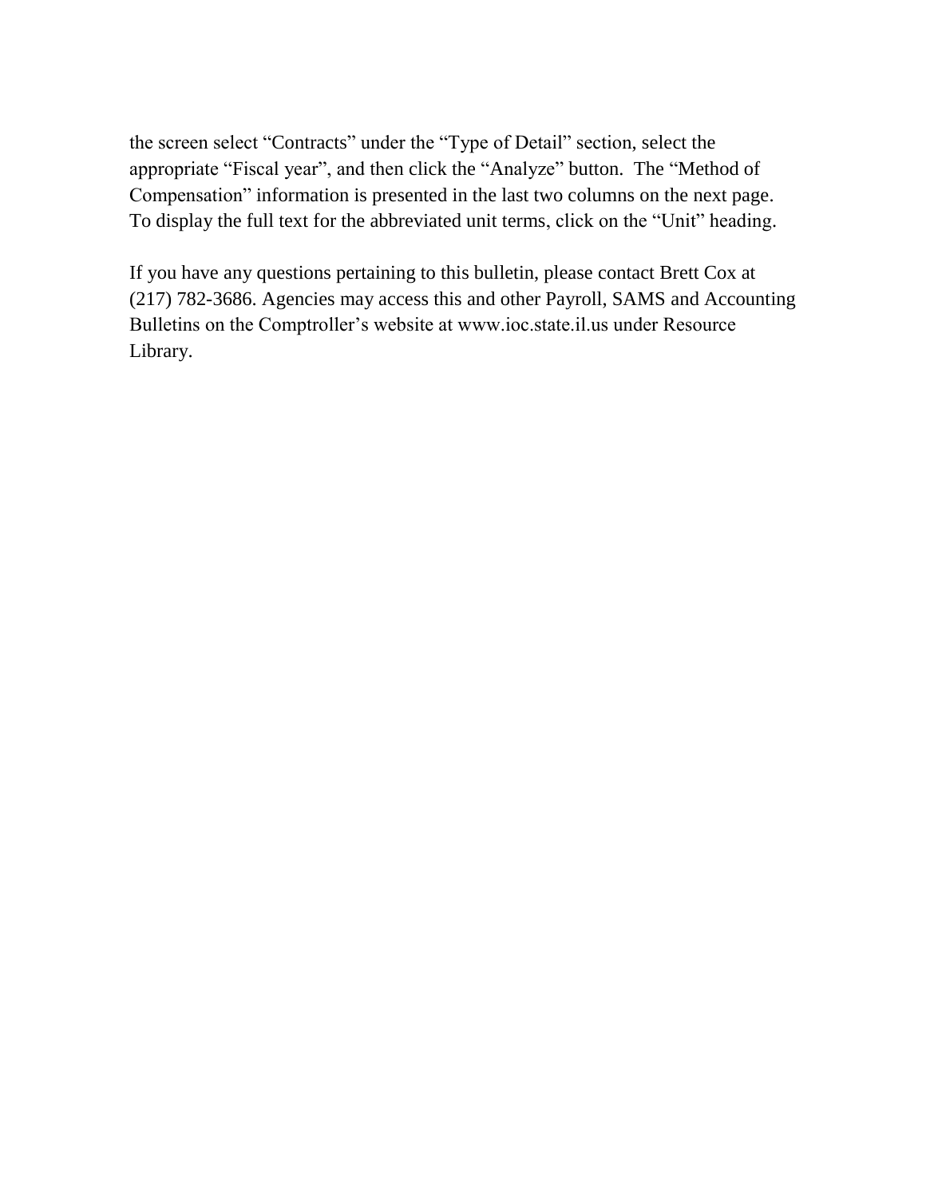the screen select “Contracts” under the “Type of Detail” section, select the appropriate “Fiscal year”, and then click the “Analyze” button. The “Method of Compensation” information is presented in the last two columns on the next page. To display the full text for the abbreviated unit terms, click on the “Unit” heading.

If you have any questions pertaining to this bulletin, please contact Brett Cox at (217) 782-3686. Agencies may access this and other Payroll, SAMS and Accounting Bulletins on the Comptroller’s website at www.ioc.state.il.us under Resource Library.